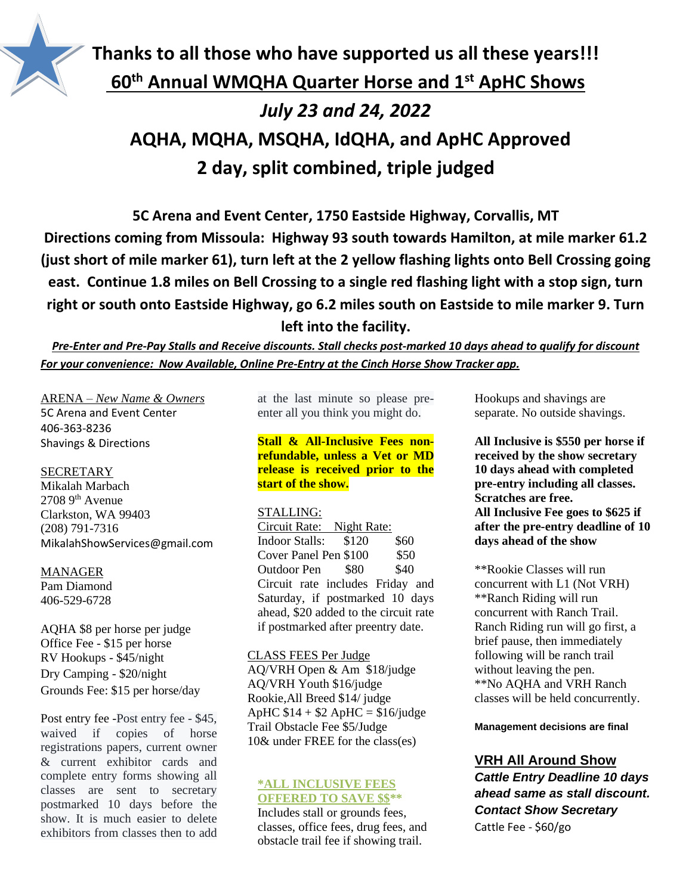# Thanks to all those who have supported us all these years!!!

## 60th Annual WMQHA Quarter Horse and 1st ApHC Shows

## *July 23 and 24, 2022*

## AQHA, MQHA, MSQHA, IdQHA, and ApHC Approved

## 2 day, split combined, triple judged

**5C Arena and Event Center, 1750 Eastside Highway, Corvallis, MT**

**Directions coming from Missoula: Highway 93 south towards Hamilton, at mile marker 61.2 (just short of mile marker 61), turn left at the 2 yellow flashing lights onto Bell Crossing going east. Continue 1.8 miles on Bell Crossing to a single red flashing light with a stop sign, turn right or south onto Eastside Highway, go 6.2 miles south on Eastside to mile marker 9. Turn left into the facility.**

***Pre-Enter and Pre-Pay Stalls and Receive discounts. Stall checks post-marked 10 days ahead to qualify for discount***

***For your convenience: Now Available, Online Pre-Entry at the Cinch Horse Show Tracker app.***

ARENA – *New Name & Owners*
5C Arena and Event Center
406-363-8236
Shavings & Directions

SECRETARY
Mikalah Marbach
2708 9th Avenue
Clarkston, WA 99403
(208) 791-7316
MikalahShowServices@gmail.com

MANAGER
Pam Diamond
406-529-6728

AQHA $8 per horse per judge
Office Fee - $15 per horse
RV Hookups - $45/night
Dry Camping - $20/night
Grounds Fee: $15 per horse/day

Post entry fee -Post entry fee - $45, waived if copies of horse registrations papers, current owner & current exhibitor cards and complete entry forms showing all classes are sent to secretary postmarked 10 days before the show. It is much easier to delete exhibitors from classes then to add at the last minute so please pre-enter all you think you might do.

**Stall & All-Inclusive Fees non-refundable, unless a Vet or MD release is received prior to the start of the show.**

STALLING:

| Circuit Rate: | | Night Rate: |
|---|---|---|
| Indoor Stalls: | $120 | $60 |
| Cover Panel Pen | $100 | $50 |
| Outdoor Pen | $80 | $40 |

Circuit rate includes Friday and Saturday, if postmarked 10 days ahead, $20 added to the circuit rate if postmarked after preentry date.

CLASS FEES Per Judge
AQ/VRH Open & Am $18/judge
AQ/VRH Youth $16/judge
Rookie,All Breed $14/ judge
ApHC $14 + $2 ApHC = $16/judge
Trail Obstacle Fee $5/Judge
10& under FREE for the class(es)

**\*ALL INCLUSIVE FEES OFFERED TO SAVE $$\*\***
Includes stall or grounds fees, classes, office fees, drug fees, and obstacle trail fee if showing trail. Hookups and shavings are separate. No outside shavings.

**All Inclusive is $550 per horse if received by the show secretary 10 days ahead with completed pre-entry including all classes. Scratches are free.**
**All Inclusive Fee goes to $625 if after the pre-entry deadline of 10 days ahead of the show**

\*\*Rookie Classes will run concurrent with L1 (Not VRH)
\*\*Ranch Riding will run concurrent with Ranch Trail. Ranch Riding run will go first, a brief pause, then immediately following will be ranch trail without leaving the pen.
\*\*No AQHA and VRH Ranch classes will be held concurrently.

**Management decisions are final**

### VRH All Around Show

***Cattle Entry Deadline 10 days ahead same as stall discount. Contact Show Secretary***
Cattle Fee - $60/go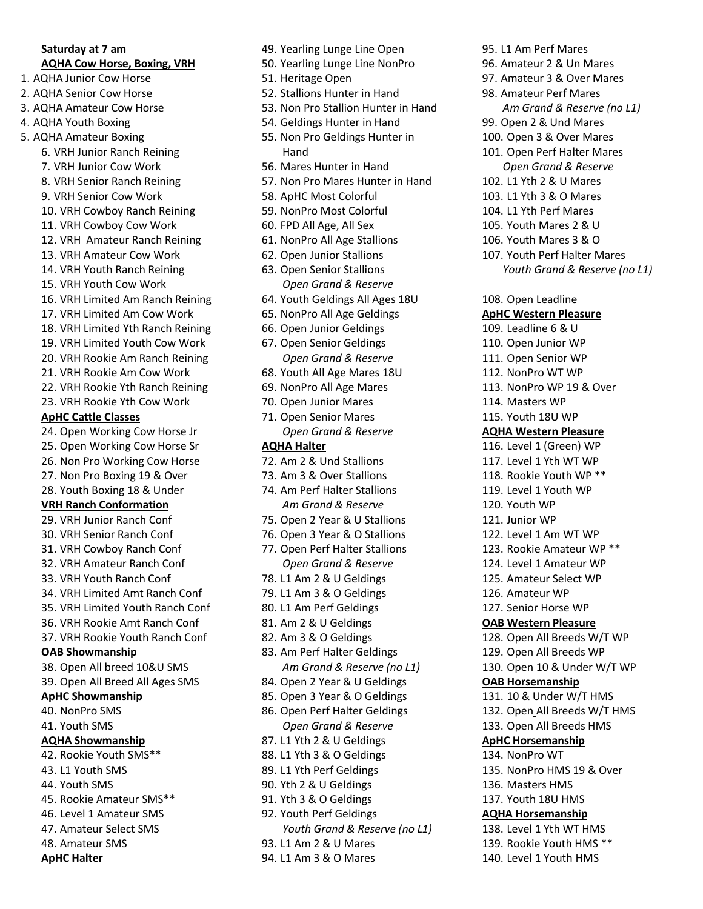**Saturday at 7 am**

**AQHA Cow Horse, Boxing, VRH**

1. AQHA Junior Cow Horse
2. AQHA Senior Cow Horse
3. AQHA Amateur Cow Horse
4. AQHA Youth Boxing
5. AQHA Amateur Boxing
6. VRH Junior Ranch Reining
7. VRH Junior Cow Work
8. VRH Senior Ranch Reining
9. VRH Senior Cow Work
10. VRH Cowboy Ranch Reining
11. VRH Cowboy Cow Work
12. VRH Amateur Ranch Reining
13. VRH Amateur Cow Work
14. VRH Youth Ranch Reining
15. VRH Youth Cow Work
16. VRH Limited Am Ranch Reining
17. VRH Limited Am Cow Work
18. VRH Limited Yth Ranch Reining
19. VRH Limited Youth Cow Work
20. VRH Rookie Am Ranch Reining
21. VRH Rookie Am Cow Work
22. VRH Rookie Yth Ranch Reining
23. VRH Rookie Yth Cow Work

**ApHC Cattle Classes**

24. Open Working Cow Horse Jr
25. Open Working Cow Horse Sr
26. Non Pro Working Cow Horse
27. Non Pro Boxing 19 & Over
28. Youth Boxing 18 & Under

**VRH Ranch Conformation**

29. VRH Junior Ranch Conf
30. VRH Senior Ranch Conf
31. VRH Cowboy Ranch Conf
32. VRH Amateur Ranch Conf
33. VRH Youth Ranch Conf
34. VRH Limited Amt Ranch Conf
35. VRH Limited Youth Ranch Conf
36. VRH Rookie Amt Ranch Conf
37. VRH Rookie Youth Ranch Conf

**OAB Showmanship**

38. Open All breed 10&U SMS
39. Open All Breed All Ages SMS

**ApHC Showmanship**

40. NonPro SMS
41. Youth SMS

**AQHA Showmanship**

42. Rookie Youth SMS**
43. L1 Youth SMS
44. Youth SMS
45. Rookie Amateur SMS**
46. Level 1 Amateur SMS
47. Amateur Select SMS
48. Amateur SMS

**ApHC Halter**

49. Yearling Lunge Line Open
50. Yearling Lunge Line NonPro
51. Heritage Open
52. Stallions Hunter in Hand
53. Non Pro Stallion Hunter in Hand
54. Geldings Hunter in Hand
55. Non Pro Geldings Hunter in Hand
56. Mares Hunter in Hand
57. Non Pro Mares Hunter in Hand
58. ApHC Most Colorful
59. NonPro Most Colorful
60. FPD All Age, All Sex
61. NonPro All Age Stallions
62. Open Junior Stallions
63. Open Senior Stallions
   *Open Grand & Reserve*
64. Youth Geldings All Ages 18U
65. NonPro All Age Geldings
66. Open Junior Geldings
67. Open Senior Geldings
   *Open Grand & Reserve*
68. Youth All Age Mares 18U
69. NonPro All Age Mares
70. Open Junior Mares
71. Open Senior Mares
   *Open Grand & Reserve*

**AQHA Halter**

72. Am 2 & Und Stallions
73. Am 3 & Over Stallions
74. Am Perf Halter Stallions
   *Am Grand & Reserve*
75. Open 2 Year & U Stallions
76. Open 3 Year & O Stallions
77. Open Perf Halter Stallions
   *Open Grand & Reserve*
78. L1 Am 2 & U Geldings
79. L1 Am 3 & O Geldings
80. L1 Am Perf Geldings
81. Am 2 & U Geldings
82. Am 3 & O Geldings
83. Am Perf Halter Geldings
   *Am Grand & Reserve (no L1)*
84. Open 2 Year & U Geldings
85. Open 3 Year & O Geldings
86. Open Perf Halter Geldings
   *Open Grand & Reserve*
87. L1 Yth 2 & U Geldings
88. L1 Yth 3 & O Geldings
89. L1 Yth Perf Geldings
90. Yth 2 & U Geldings
91. Yth 3 & O Geldings
92. Youth Perf Geldings
   *Youth Grand & Reserve (no L1)*
93. L1 Am 2 & U Mares
94. L1 Am 3 & O Mares
95. L1 Am Perf Mares
96. Amateur 2 & Un Mares
97. Amateur 3 & Over Mares
98. Amateur Perf Mares
   *Am Grand & Reserve (no L1)*
99. Open 2 & Und Mares
100. Open 3 & Over Mares
101. Open Perf Halter Mares
   *Open Grand & Reserve*
102. L1 Yth 2 & U Mares
103. L1 Yth 3 & O Mares
104. L1 Yth Perf Mares
105. Youth Mares 2 & U
106. Youth Mares 3 & O
107. Youth Perf Halter Mares
   *Youth Grand & Reserve (no L1)*

108. Open Leadline

**ApHC Western Pleasure**

109. Leadline 6 & U
110. Open Junior WP
111. Open Senior WP
112. NonPro WT WP
113. NonPro WP 19 & Over
114. Masters WP
115. Youth 18U WP

**AQHA Western Pleasure**

116. Level 1 (Green) WP
117. Level 1 Yth WT WP
118. Rookie Youth WP **
119. Level 1 Youth WP
120. Youth WP
121. Junior WP
122. Level 1 Am WT WP
123. Rookie Amateur WP **
124. Level 1 Amateur WP
125. Amateur Select WP
126. Amateur WP
127. Senior Horse WP

**OAB Western Pleasure**

128. Open All Breeds W/T WP
129. Open All Breeds WP
130. Open 10 & Under W/T WP

**OAB Horsemanship**

131. 10 & Under W/T HMS
132. Open All Breeds W/T HMS
133. Open All Breeds HMS

**ApHC Horsemanship**

134. NonPro WT
135. NonPro HMS 19 & Over
136. Masters HMS
137. Youth 18U HMS

**AQHA Horsemanship**

138. Level 1 Yth WT HMS
139. Rookie Youth HMS **
140. Level 1 Youth HMS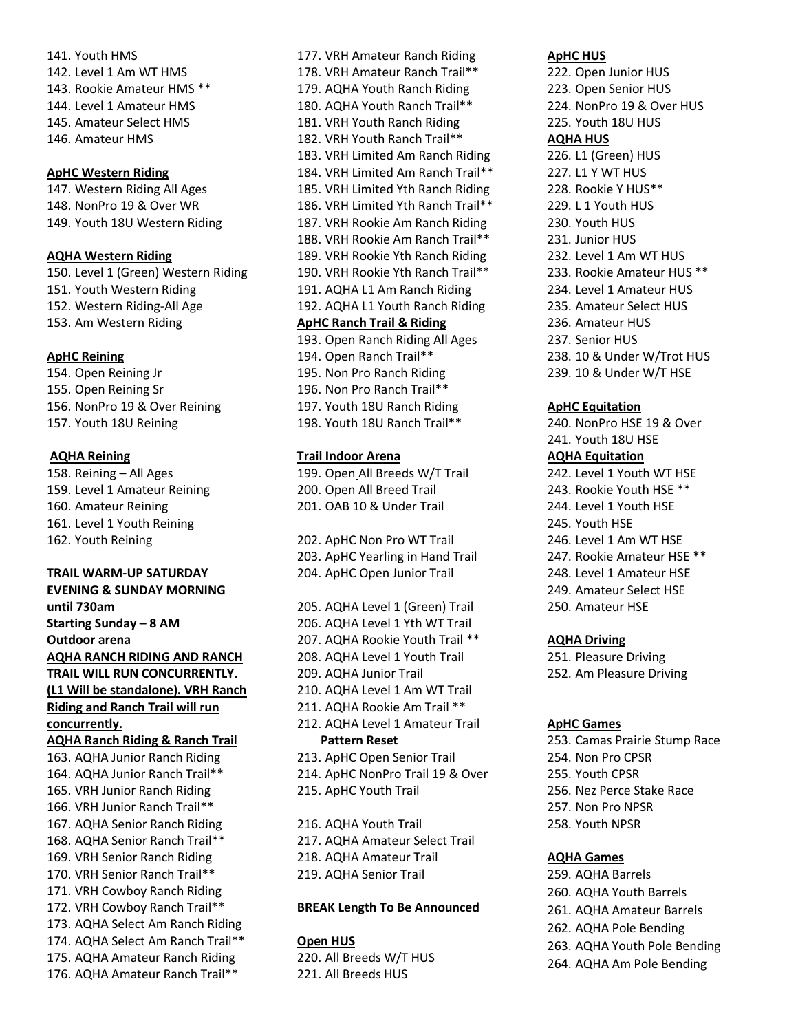141. Youth HMS
142. Level 1 Am WT HMS
143. Rookie Amateur HMS **
144. Level 1 Amateur HMS
145. Amateur Select HMS
146. Amateur HMS

**ApHC Western Riding**

147. Western Riding All Ages
148. NonPro 19 & Over WR
149. Youth 18U Western Riding

**AQHA Western Riding**

150. Level 1 (Green) Western Riding
151. Youth Western Riding
152. Western Riding-All Age
153. Am Western Riding

**ApHC Reining**

154. Open Reining Jr
155. Open Reining Sr
156. NonPro 19 & Over Reining
157. Youth 18U Reining

**AQHA Reining**

158. Reining – All Ages
159. Level 1 Amateur Reining
160. Amateur Reining
161. Level 1 Youth Reining
162. Youth Reining

**TRAIL WARM-UP SATURDAY EVENING & SUNDAY MORNING until 730am**
**Starting Sunday – 8 AM**
**Outdoor arena**
**AQHA RANCH RIDING AND RANCH TRAIL WILL RUN CONCURRENTLY. (L1 Will be standalone). VRH Ranch Riding and Ranch Trail will run concurrently.**

**AQHA Ranch Riding & Ranch Trail**

163. AQHA Junior Ranch Riding
164. AQHA Junior Ranch Trail**
165. VRH Junior Ranch Riding
166. VRH Junior Ranch Trail**
167. AQHA Senior Ranch Riding
168. AQHA Senior Ranch Trail**
169. VRH Senior Ranch Riding
170. VRH Senior Ranch Trail**
171. VRH Cowboy Ranch Riding
172. VRH Cowboy Ranch Trail**
173. AQHA Select Am Ranch Riding
174. AQHA Select Am Ranch Trail**
175. AQHA Amateur Ranch Riding
176. AQHA Amateur Ranch Trail**
177. VRH Amateur Ranch Riding
178. VRH Amateur Ranch Trail**
179. AQHA Youth Ranch Riding
180. AQHA Youth Ranch Trail**
181. VRH Youth Ranch Riding
182. VRH Youth Ranch Trail**
183. VRH Limited Am Ranch Riding
184. VRH Limited Am Ranch Trail**
185. VRH Limited Yth Ranch Riding
186. VRH Limited Yth Ranch Trail**
187. VRH Rookie Am Ranch Riding
188. VRH Rookie Am Ranch Trail**
189. VRH Rookie Yth Ranch Riding
190. VRH Rookie Yth Ranch Trail**
191. AQHA L1 Am Ranch Riding
192. AQHA L1 Youth Ranch Riding

**ApHC Ranch Trail & Riding**

193. Open Ranch Riding All Ages
194. Open Ranch Trail**
195. Non Pro Ranch Riding
196. Non Pro Ranch Trail**
197. Youth 18U Ranch Riding
198. Youth 18U Ranch Trail**

**Trail Indoor Arena**

199. Open All Breeds W/T Trail
200. Open All Breed Trail
201. OAB 10 & Under Trail

202. ApHC Non Pro WT Trail
203. ApHC Yearling in Hand Trail
204. ApHC Open Junior Trail

205. AQHA Level 1 (Green) Trail
206. AQHA Level 1 Yth WT Trail
207. AQHA Rookie Youth Trail **
208. AQHA Level 1 Youth Trail
209. AQHA Junior Trail
210. AQHA Level 1 Am WT Trail
211. AQHA Rookie Am Trail **
212. AQHA Level 1 Amateur Trail

**Pattern Reset**

213. ApHC Open Senior Trail
214. ApHC NonPro Trail 19 & Over
215. ApHC Youth Trail

216. AQHA Youth Trail
217. AQHA Amateur Select Trail
218. AQHA Amateur Trail
219. AQHA Senior Trail

**BREAK Length To Be Announced**

**Open HUS**

220. All Breeds W/T HUS
221. All Breeds HUS

**ApHC HUS**

222. Open Junior HUS
223. Open Senior HUS
224. NonPro 19 & Over HUS
225. Youth 18U HUS

**AQHA HUS**

226. L1 (Green) HUS
227. L1 Y WT HUS
228. Rookie Y HUS**
229. L 1 Youth HUS
230. Youth HUS
231. Junior HUS
232. Level 1 Am WT HUS
233. Rookie Amateur HUS **
234. Level 1 Amateur HUS
235. Amateur Select HUS
236. Amateur HUS
237. Senior HUS
238. 10 & Under W/Trot HUS
239. 10 & Under W/T HSE

**ApHC Equitation**

240. NonPro HSE 19 & Over
241. Youth 18U HSE

**AQHA Equitation**

242. Level 1 Youth WT HSE
243. Rookie Youth HSE **
244. Level 1 Youth HSE
245. Youth HSE
246. Level 1 Am WT HSE
247. Rookie Amateur HSE **
248. Level 1 Amateur HSE
249. Amateur Select HSE
250. Amateur HSE

**AQHA Driving**

251. Pleasure Driving
252. Am Pleasure Driving

**ApHC Games**

253. Camas Prairie Stump Race
254. Non Pro CPSR
255. Youth CPSR
256. Nez Perce Stake Race
257. Non Pro NPSR
258. Youth NPSR

**AQHA Games**

259. AQHA Barrels
260. AQHA Youth Barrels
261. AQHA Amateur Barrels
262. AQHA Pole Bending
263. AQHA Youth Pole Bending
264. AQHA Am Pole Bending